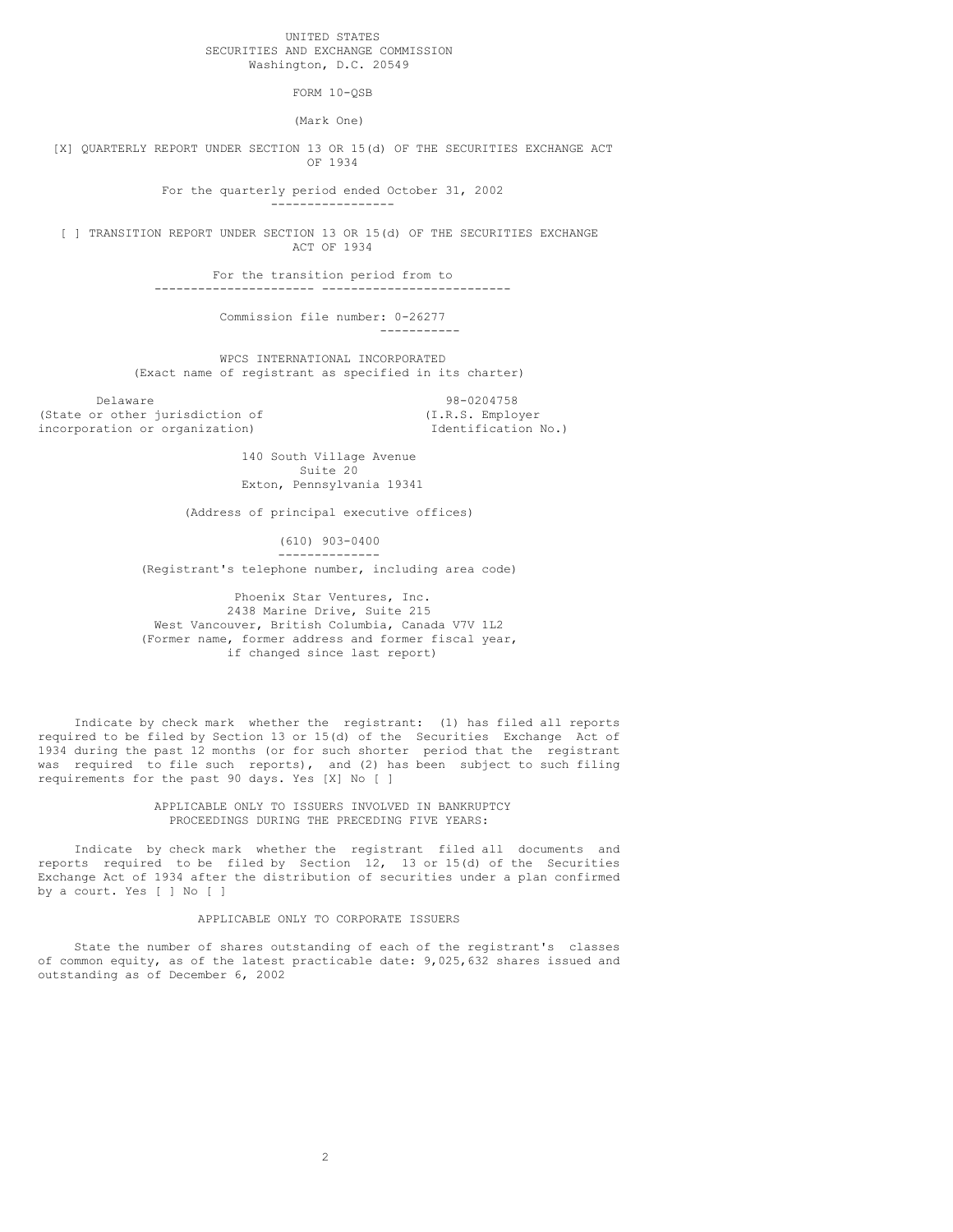UNITED STATES
SECURITIES AND EXCHANGE COMMISSION
Washington, D.C. 20549

FORM 10-QSB

(Mark One)

[X] QUARTERLY REPORT UNDER SECTION 13 OR 15(d) OF THE SECURITIES EXCHANGE ACT OF 1934

For the quarterly period ended October 31, 2002

[ ] TRANSITION REPORT UNDER SECTION 13 OR 15(d) OF THE SECURITIES EXCHANGE ACT OF 1934

For the transition period from to

Commission file number: 0-26277

WPCS INTERNATIONAL INCORPORATED
(Exact name of registrant as specified in its charter)

| Delaware | 98-0204758 |
|---|---|
| (State or other jurisdiction of incorporation or organization) | (I.R.S. Employer Identification No.) |

140 South Village Avenue
Suite 20
Exton, Pennsylvania 19341

(Address of principal executive offices)

(610) 903-0400
(Registrant's telephone number, including area code)

Phoenix Star Ventures, Inc.
2438 Marine Drive, Suite 215
West Vancouver, British Columbia, Canada V7V 1L2
(Former name, former address and former fiscal year, if changed since last report)

Indicate by check mark whether the registrant: (1) has filed all reports required to be filed by Section 13 or 15(d) of the Securities Exchange Act of 1934 during the past 12 months (or for such shorter period that the registrant was required to file such reports), and (2) has been subject to such filing requirements for the past 90 days. Yes [X] No [ ]

APPLICABLE ONLY TO ISSUERS INVOLVED IN BANKRUPTCY PROCEEDINGS DURING THE PRECEDING FIVE YEARS:

Indicate by check mark whether the registrant filed all documents and reports required to be filed by Section 12, 13 or 15(d) of the Securities Exchange Act of 1934 after the distribution of securities under a plan confirmed by a court. Yes [ ] No [ ]

APPLICABLE ONLY TO CORPORATE ISSUERS

State the number of shares outstanding of each of the registrant's classes of common equity, as of the latest practicable date: 9,025,632 shares issued and outstanding as of December 6, 2002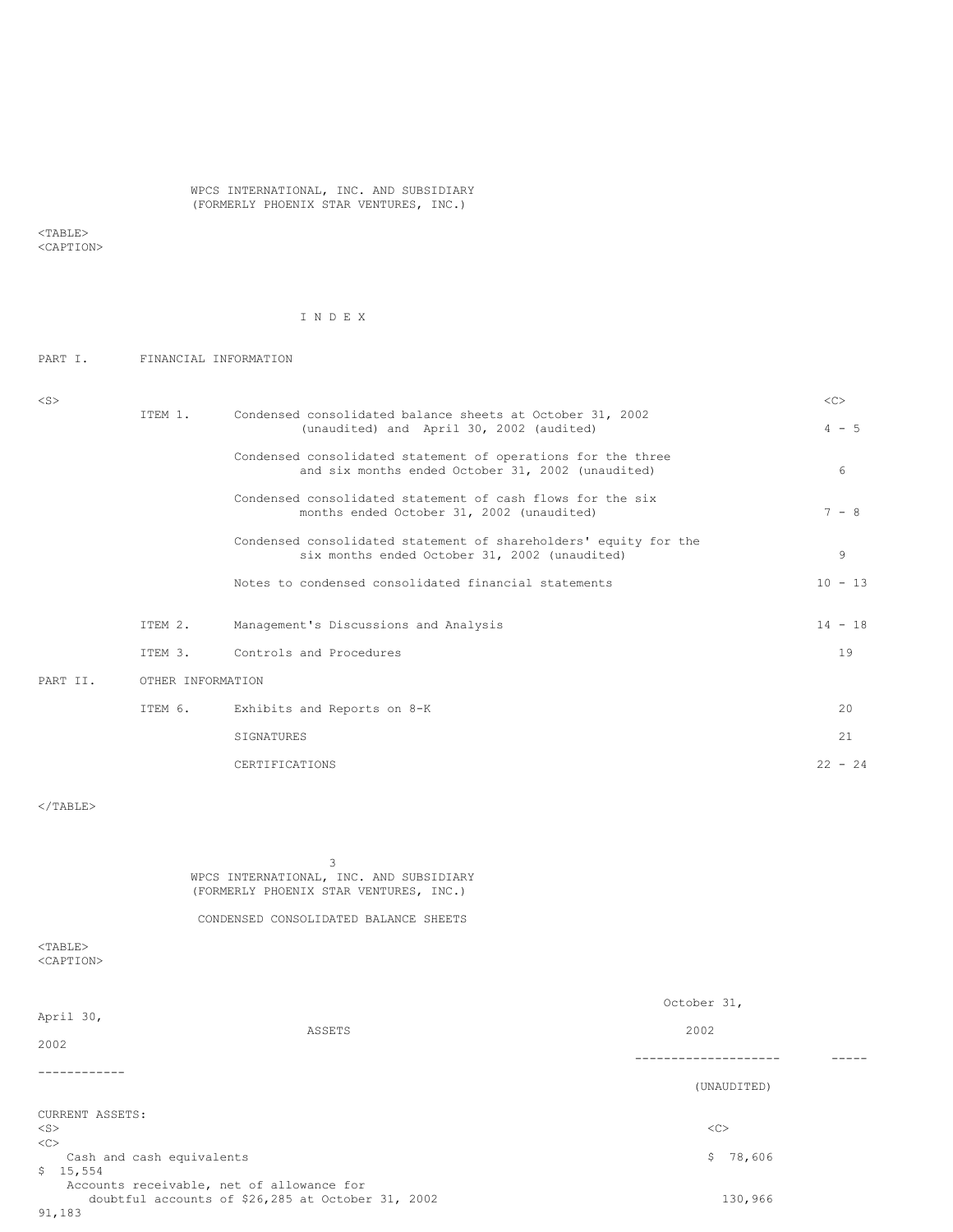WPCS INTERNATIONAL, INC. AND SUBSIDIARY
(FORMERLY PHOENIX STAR VENTURES, INC.)

I N D E X

| PART I. | FINANCIAL INFORMATION | | |
|---|---|---|---|
| | ITEM 1. | Condensed consolidated balance sheets at October 31, 2002 (unaudited) and April 30, 2002 (audited) | 4 - 5 |
| | | Condensed consolidated statement of operations for the three and six months ended October 31, 2002 (unaudited) | 6 |
| | | Condensed consolidated statement of cash flows for the six months ended October 31, 2002 (unaudited) | 7 - 8 |
| | | Condensed consolidated statement of shareholders' equity for the six months ended October 31, 2002 (unaudited) | 9 |
| | | Notes to condensed consolidated financial statements | 10 - 13 |
| | ITEM 2. | Management's Discussions and Analysis | 14 - 18 |
| | ITEM 3. | Controls and Procedures | 19 |
| PART II. | OTHER INFORMATION | | |
| | ITEM 6. | Exhibits and Reports on 8-K | 20 |
| | | SIGNATURES | 21 |
| | | CERTIFICATIONS | 22 - 24 |

WPCS INTERNATIONAL, INC. AND SUBSIDIARY
(FORMERLY PHOENIX STAR VENTURES, INC.)

CONDENSED CONSOLIDATED BALANCE SHEETS

| ASSETS | October 31, 2002 (UNAUDITED) | April 30, 2002 |
|---|---|---|
| CURRENT ASSETS: | | |
| Cash and cash equivalents | $ 78,606 | $ 15,554 |
| Accounts receivable, net of allowance for doubtful accounts of $26,285 at October 31, 2002 | 130,966 | 91,183 |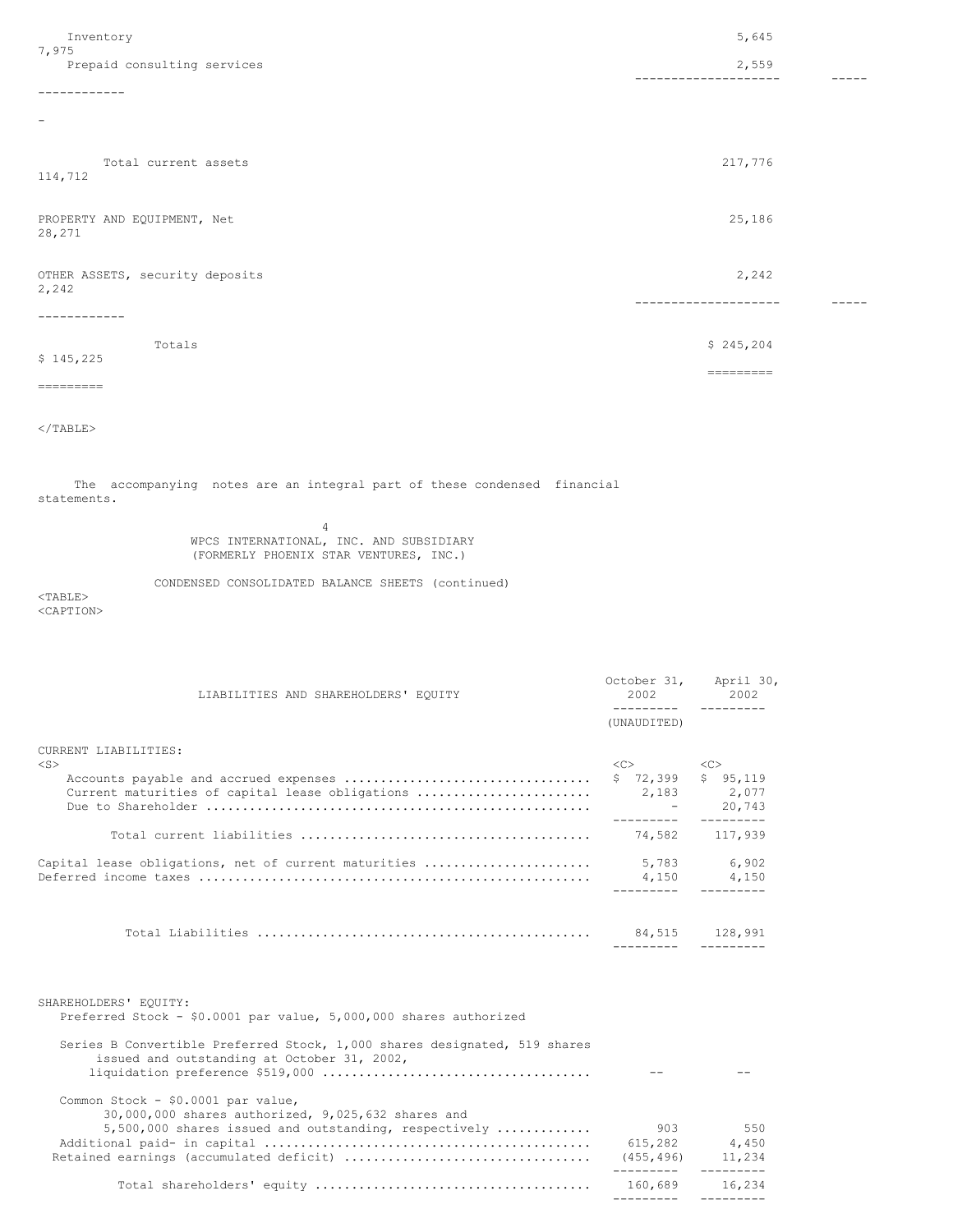| | | |
|---|---|---|
| Inventory | 5,645 | 7,975 |
| Prepaid consulting services | 2,559 | - |
| Total current assets | 217,776 | 114,712 |
| PROPERTY AND EQUIPMENT, Net | 25,186 | 28,271 |
| OTHER ASSETS, security deposits | 2,242 | 2,242 |
| Totals | $ 245,204 | $ 145,225 |

The accompanying notes are an integral part of these condensed financial statements.

WPCS INTERNATIONAL, INC. AND SUBSIDIARY
(FORMERLY PHOENIX STAR VENTURES, INC.)

CONDENSED CONSOLIDATED BALANCE SHEETS (continued)

| LIABILITIES AND SHAREHOLDERS' EQUITY | October 31, 2002 (UNAUDITED) | April 30, 2002 |
|---|---|---|
| CURRENT LIABILITIES: | | |
| Accounts payable and accrued expenses | $ 72,399 | $ 95,119 |
| Current maturities of capital lease obligations | 2,183 | 2,077 |
| Due to Shareholder | - | 20,743 |
| Total current liabilities | 74,582 | 117,939 |
| Capital lease obligations, net of current maturities | 5,783 | 6,902 |
| Deferred income taxes | 4,150 | 4,150 |
| Total Liabilities | 84,515 | 128,991 |
| SHAREHOLDERS' EQUITY: | | |
| Preferred Stock - $0.0001 par value, 5,000,000 shares authorized | | |
| Series B Convertible Preferred Stock, 1,000 shares designated, 519 shares issued and outstanding at October 31, 2002, liquidation preference $519,000 | -- | -- |
| Common Stock - $0.0001 par value, 30,000,000 shares authorized, 9,025,632 shares and 5,500,000 shares issued and outstanding, respectively | 903 | 550 |
| Additional paid- in capital | 615,282 | 4,450 |
| Retained earnings (accumulated deficit) | (455,496) | 11,234 |
| Total shareholders' equity | 160,689 | 16,234 |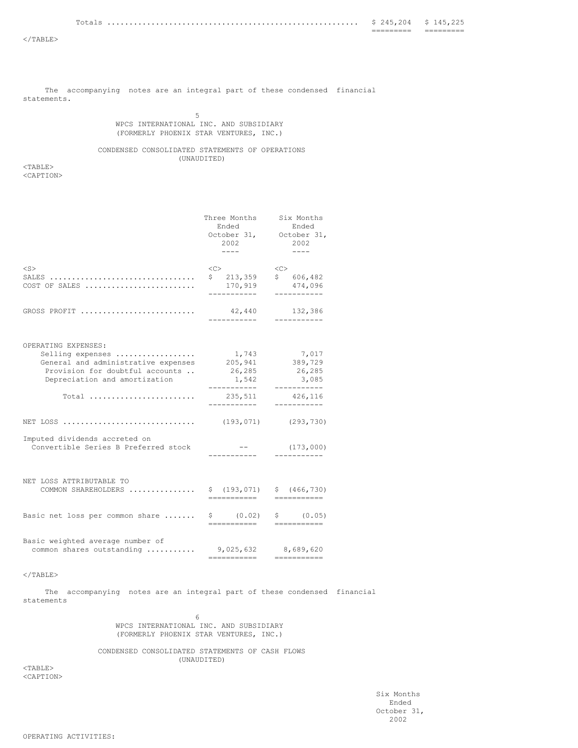| | | |
|---|---|---|
| Totals | $ 245,204 | $ 145,225 |

The accompanying notes are an integral part of these condensed financial statements.

WPCS INTERNATIONAL INC. AND SUBSIDIARY
(FORMERLY PHOENIX STAR VENTURES, INC.)

CONDENSED CONSOLIDATED STATEMENTS OF OPERATIONS
(UNAUDITED)

| | Three Months Ended October 31, 2002 | Six Months Ended October 31, 2002 |
|---|---|---|
| SALES | $ 213,359 | $ 606,482 |
| COST OF SALES | 170,919 | 474,096 |
| GROSS PROFIT | 42,440 | 132,386 |
| OPERATING EXPENSES: | | |
| Selling expenses | 1,743 | 7,017 |
| General and administrative expenses | 205,941 | 389,729 |
| Provision for doubtful accounts | 26,285 | 26,285 |
| Depreciation and amortization | 1,542 | 3,085 |
| Total | 235,511 | 426,116 |
| NET LOSS | (193,071) | (293,730) |
| Imputed dividends accreted on Convertible Series B Preferred stock | -- | (173,000) |
| NET LOSS ATTRIBUTABLE TO COMMON SHAREHOLDERS | $ (193,071) | $ (466,730) |
| Basic net loss per common share | $ (0.02) | $ (0.05) |
| Basic weighted average number of common shares outstanding | 9,025,632 | 8,689,620 |

The accompanying notes are an integral part of these condensed financial statements

WPCS INTERNATIONAL INC. AND SUBSIDIARY
(FORMERLY PHOENIX STAR VENTURES, INC.)

CONDENSED CONSOLIDATED STATEMENTS OF CASH FLOWS
(UNAUDITED)

| | Six Months Ended October 31, 2002 |
|---|---|
| OPERATING ACTIVITIES: | |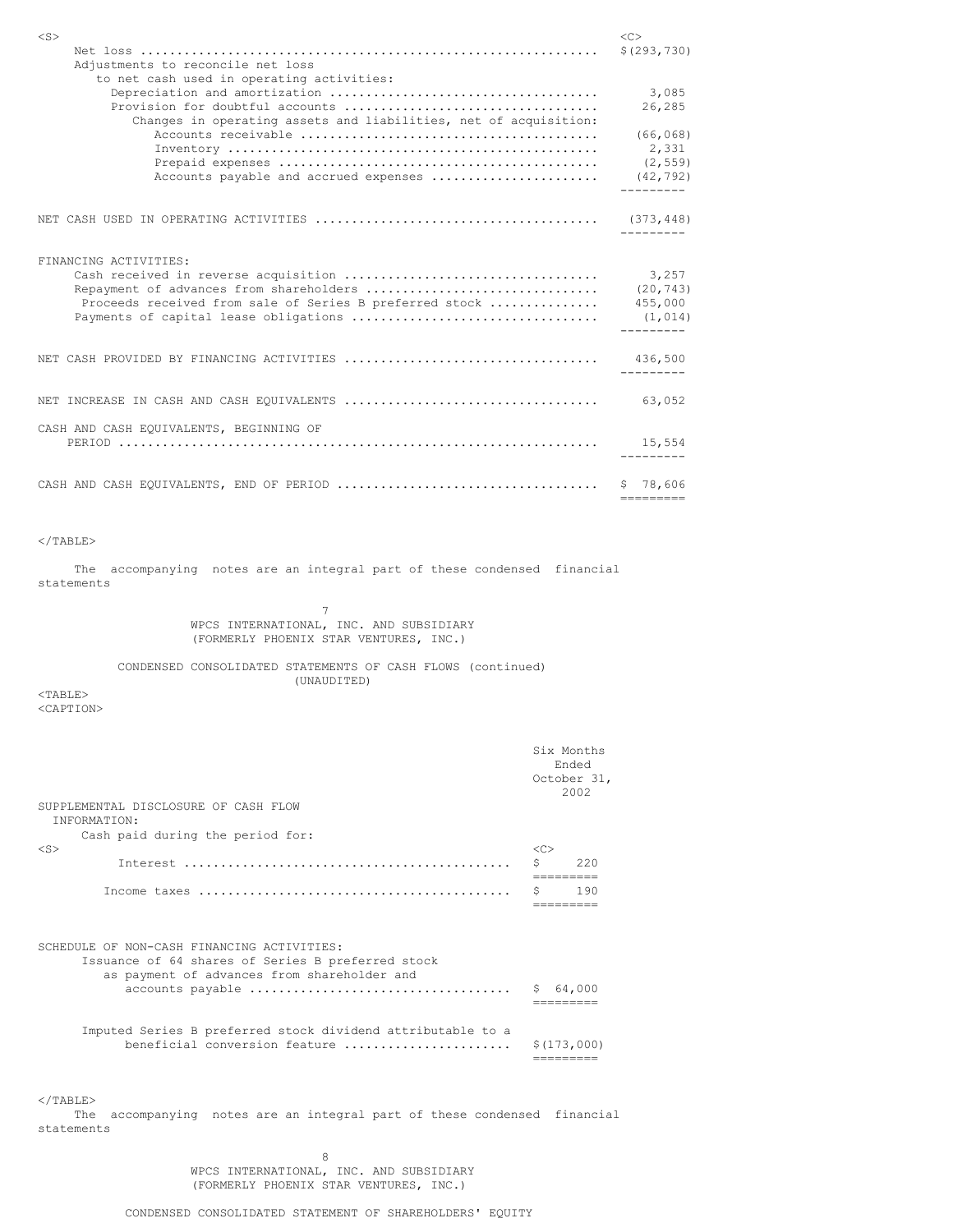| | |
|---|---|
| Net loss | $(293,730) |
| Adjustments to reconcile net loss to net cash used in operating activities: | |
| Depreciation and amortization | 3,085 |
| Provision for doubtful accounts | 26,285 |
| Changes in operating assets and liabilities, net of acquisition: | |
| Accounts receivable | (66,068) |
| Inventory | 2,331 |
| Prepaid expenses | (2,559) |
| Accounts payable and accrued expenses | (42,792) |
| NET CASH USED IN OPERATING ACTIVITIES | (373,448) |
| FINANCING ACTIVITIES: | |
| Cash received in reverse acquisition | 3,257 |
| Repayment of advances from shareholders | (20,743) |
| Proceeds received from sale of Series B preferred stock | 455,000 |
| Payments of capital lease obligations | (1,014) |
| NET CASH PROVIDED BY FINANCING ACTIVITIES | 436,500 |
| NET INCREASE IN CASH AND CASH EQUIVALENTS | 63,052 |
| CASH AND CASH EQUIVALENTS, BEGINNING OF PERIOD | 15,554 |
| CASH AND CASH EQUIVALENTS, END OF PERIOD | $ 78,606 |

The accompanying notes are an integral part of these condensed financial statements

WPCS INTERNATIONAL, INC. AND SUBSIDIARY
(FORMERLY PHOENIX STAR VENTURES, INC.)

CONDENSED CONSOLIDATED STATEMENTS OF CASH FLOWS (continued)
(UNAUDITED)

| | Six Months Ended October 31, 2002 |
|---|---|
| SUPPLEMENTAL DISCLOSURE OF CASH FLOW INFORMATION: | |
| Cash paid during the period for: | |
| Interest | $ 220 |
| Income taxes | $ 190 |
| SCHEDULE OF NON-CASH FINANCING ACTIVITIES: | |
| Issuance of 64 shares of Series B preferred stock as payment of advances from shareholder and accounts payable | $ 64,000 |
| Imputed Series B preferred stock dividend attributable to a beneficial conversion feature | $(173,000) |

The accompanying notes are an integral part of these condensed financial statements

WPCS INTERNATIONAL, INC. AND SUBSIDIARY
(FORMERLY PHOENIX STAR VENTURES, INC.)

CONDENSED CONSOLIDATED STATEMENT OF SHAREHOLDERS' EQUITY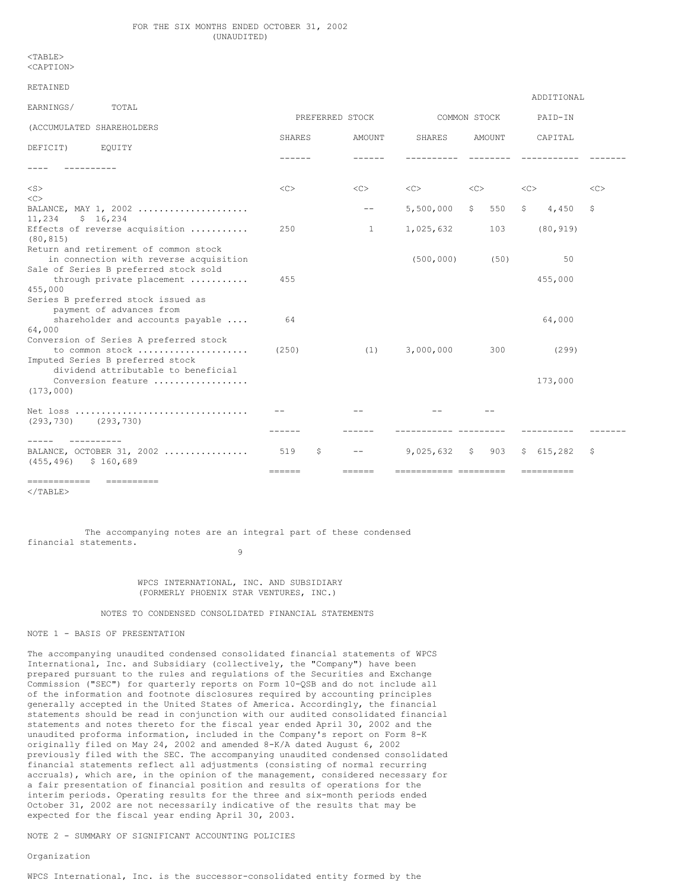FOR THE SIX MONTHS ENDED OCTOBER 31, 2002
(UNAUDITED)

| | PREFERRED STOCK | | COMMON STOCK | | ADDITIONAL PAID-IN | RETAINED EARNINGS/ (ACCUMULATED | TOTAL SHAREHOLDERS |
|---|---|---|---|---|---|---|---|
| | SHARES | AMOUNT | SHARES | AMOUNT | CAPITAL | DEFICIT) | EQUITY |
| BALANCE, MAY 1, 2002 | | -- | 5,500,000 | $ 550 | $ 4,450 | $ 11,234 | $ 16,234 |
| Effects of reverse acquisition | 250 | 1 | 1,025,632 | 103 | (80,919) | | (80,815) |
| Return and retirement of common stock in connection with reverse acquisition | | | (500,000) | (50) | 50 | | |
| Sale of Series B preferred stock sold through private placement | 455 | | | | 455,000 | | 455,000 |
| Series B preferred stock issued as payment of advances from shareholder and accounts payable | 64 | | | | 64,000 | | 64,000 |
| Conversion of Series A preferred stock to common stock | (250) | (1) | 3,000,000 | 300 | (299) | | |
| Imputed Series B preferred stock dividend attributable to beneficial Conversion feature | | | | | 173,000 | (173,000) | |
| Net loss | -- | -- | -- | -- | | (293,730) | (293,730) |
| BALANCE, OCTOBER 31, 2002 | 519 | $ -- | 9,025,632 | $ 903 | $ 615,282 | $ (455,496) | $ 160,689 |

The accompanying notes are an integral part of these condensed financial statements.

WPCS INTERNATIONAL, INC. AND SUBSIDIARY
(FORMERLY PHOENIX STAR VENTURES, INC.)

NOTES TO CONDENSED CONSOLIDATED FINANCIAL STATEMENTS

## NOTE 1 - BASIS OF PRESENTATION

The accompanying unaudited condensed consolidated financial statements of WPCS International, Inc. and Subsidiary (collectively, the "Company") have been prepared pursuant to the rules and regulations of the Securities and Exchange Commission ("SEC") for quarterly reports on Form 10-QSB and do not include all of the information and footnote disclosures required by accounting principles generally accepted in the United States of America. Accordingly, the financial statements should be read in conjunction with our audited consolidated financial statements and notes thereto for the fiscal year ended April 30, 2002 and the unaudited proforma information, included in the Company's report on Form 8-K originally filed on May 24, 2002 and amended 8-K/A dated August 6, 2002 previously filed with the SEC. The accompanying unaudited condensed consolidated financial statements reflect all adjustments (consisting of normal recurring accruals), which are, in the opinion of the management, considered necessary for a fair presentation of financial position and results of operations for the interim periods. Operating results for the three and six-month periods ended October 31, 2002 are not necessarily indicative of the results that may be expected for the fiscal year ending April 30, 2003.

## NOTE 2 - SUMMARY OF SIGNIFICANT ACCOUNTING POLICIES

Organization

WPCS International, Inc. is the successor-consolidated entity formed by the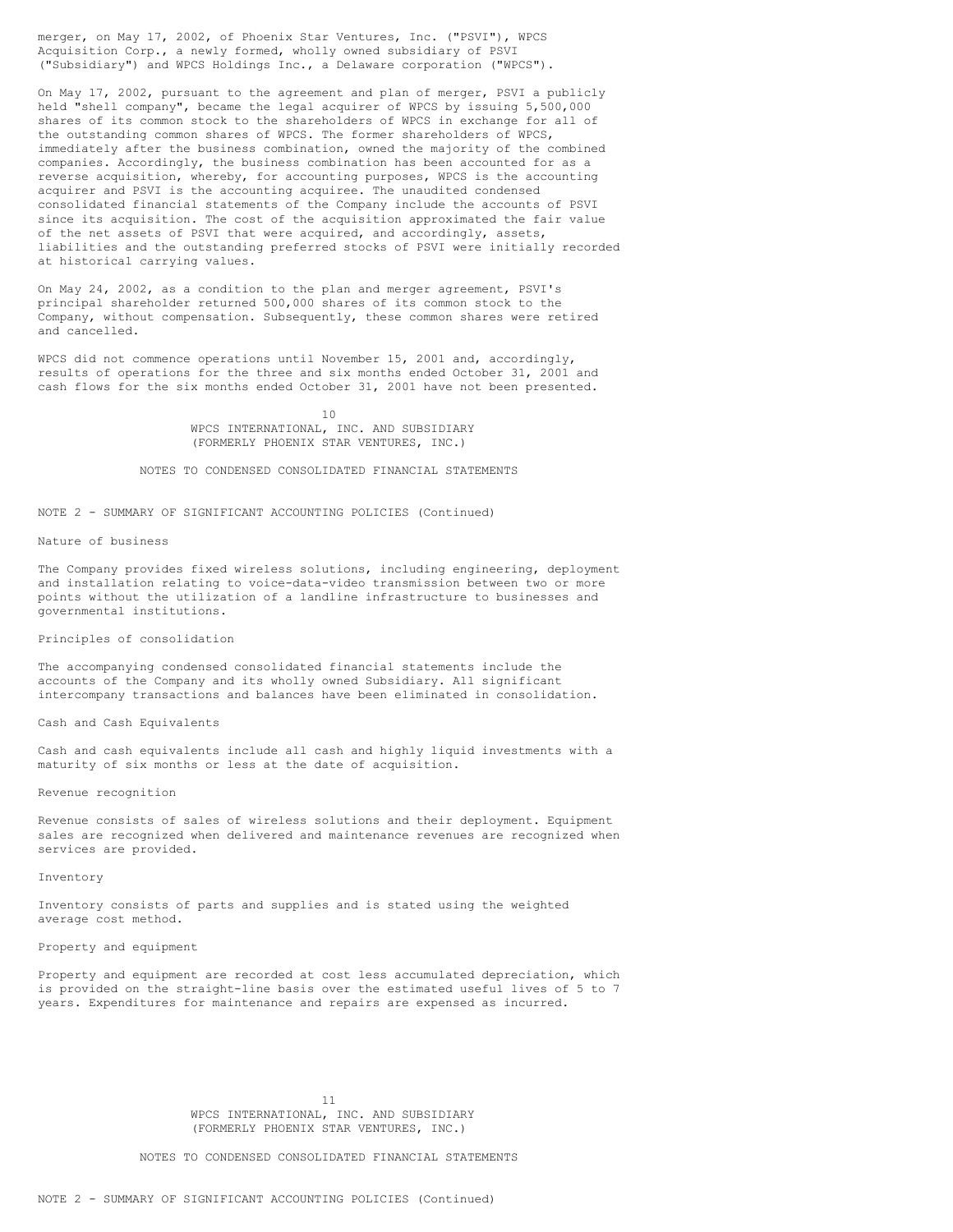merger, on May 17, 2002, of Phoenix Star Ventures, Inc. ("PSVI"), WPCS Acquisition Corp., a newly formed, wholly owned subsidiary of PSVI ("Subsidiary") and WPCS Holdings Inc., a Delaware corporation ("WPCS").

On May 17, 2002, pursuant to the agreement and plan of merger, PSVI a publicly held "shell company", became the legal acquirer of WPCS by issuing 5,500,000 shares of its common stock to the shareholders of WPCS in exchange for all of the outstanding common shares of WPCS. The former shareholders of WPCS, immediately after the business combination, owned the majority of the combined companies. Accordingly, the business combination has been accounted for as a reverse acquisition, whereby, for accounting purposes, WPCS is the accounting acquirer and PSVI is the accounting acquiree. The unaudited condensed consolidated financial statements of the Company include the accounts of PSVI since its acquisition. The cost of the acquisition approximated the fair value of the net assets of PSVI that were acquired, and accordingly, assets, liabilities and the outstanding preferred stocks of PSVI were initially recorded at historical carrying values.

On May 24, 2002, as a condition to the plan and merger agreement, PSVI's principal shareholder returned 500,000 shares of its common stock to the Company, without compensation. Subsequently, these common shares were retired and cancelled.

WPCS did not commence operations until November 15, 2001 and, accordingly, results of operations for the three and six months ended October 31, 2001 and cash flows for the six months ended October 31, 2001 have not been presented.

WPCS INTERNATIONAL, INC. AND SUBSIDIARY
(FORMERLY PHOENIX STAR VENTURES, INC.)

NOTES TO CONDENSED CONSOLIDATED FINANCIAL STATEMENTS

NOTE 2 - SUMMARY OF SIGNIFICANT ACCOUNTING POLICIES (Continued)

Nature of business

The Company provides fixed wireless solutions, including engineering, deployment and installation relating to voice-data-video transmission between two or more points without the utilization of a landline infrastructure to businesses and governmental institutions.

Principles of consolidation

The accompanying condensed consolidated financial statements include the accounts of the Company and its wholly owned Subsidiary. All significant intercompany transactions and balances have been eliminated in consolidation.

Cash and Cash Equivalents

Cash and cash equivalents include all cash and highly liquid investments with a maturity of six months or less at the date of acquisition.

Revenue recognition

Revenue consists of sales of wireless solutions and their deployment. Equipment sales are recognized when delivered and maintenance revenues are recognized when services are provided.

Inventory

Inventory consists of parts and supplies and is stated using the weighted average cost method.

Property and equipment

Property and equipment are recorded at cost less accumulated depreciation, which is provided on the straight-line basis over the estimated useful lives of 5 to 7 years. Expenditures for maintenance and repairs are expensed as incurred.

WPCS INTERNATIONAL, INC. AND SUBSIDIARY
(FORMERLY PHOENIX STAR VENTURES, INC.)

NOTES TO CONDENSED CONSOLIDATED FINANCIAL STATEMENTS

NOTE 2 - SUMMARY OF SIGNIFICANT ACCOUNTING POLICIES (Continued)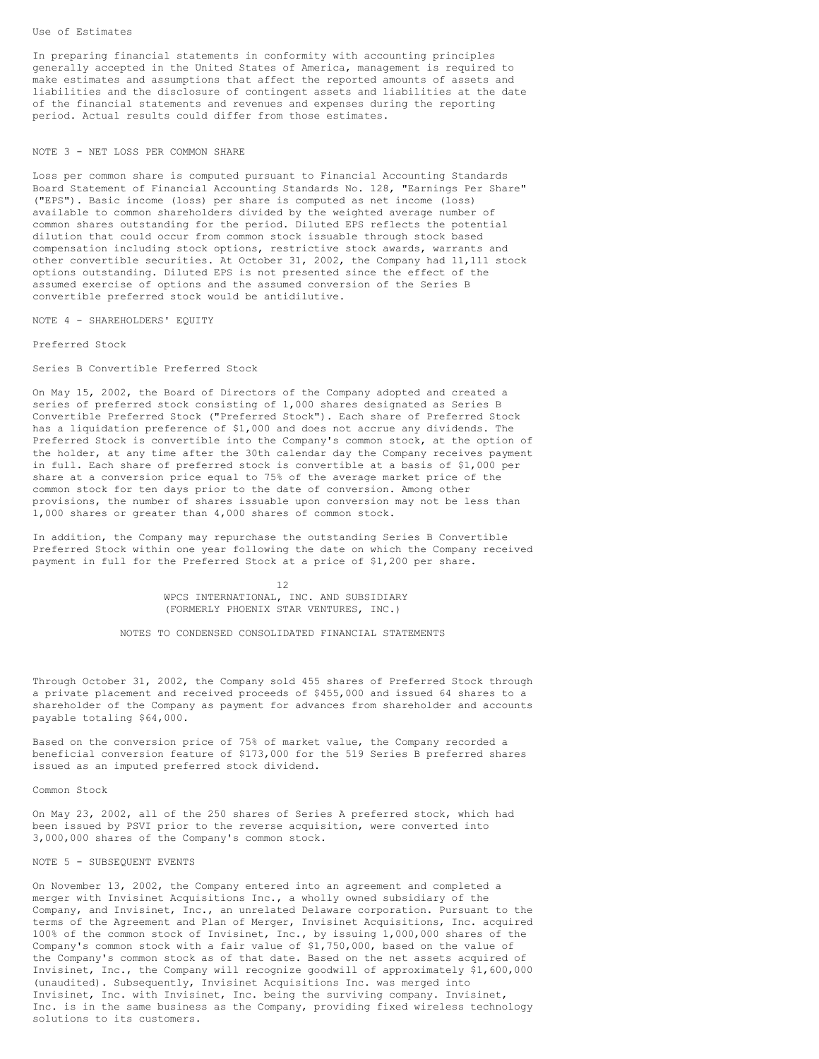Use of Estimates

In preparing financial statements in conformity with accounting principles generally accepted in the United States of America, management is required to make estimates and assumptions that affect the reported amounts of assets and liabilities and the disclosure of contingent assets and liabilities at the date of the financial statements and revenues and expenses during the reporting period. Actual results could differ from those estimates.

## NOTE 3 - NET LOSS PER COMMON SHARE

Loss per common share is computed pursuant to Financial Accounting Standards Board Statement of Financial Accounting Standards No. 128, "Earnings Per Share" ("EPS"). Basic income (loss) per share is computed as net income (loss) available to common shareholders divided by the weighted average number of common shares outstanding for the period. Diluted EPS reflects the potential dilution that could occur from common stock issuable through stock based compensation including stock options, restrictive stock awards, warrants and other convertible securities. At October 31, 2002, the Company had 11,111 stock options outstanding. Diluted EPS is not presented since the effect of the assumed exercise of options and the assumed conversion of the Series B convertible preferred stock would be antidilutive.

## NOTE 4 - SHAREHOLDERS' EQUITY

Preferred Stock

Series B Convertible Preferred Stock

On May 15, 2002, the Board of Directors of the Company adopted and created a series of preferred stock consisting of 1,000 shares designated as Series B Convertible Preferred Stock ("Preferred Stock"). Each share of Preferred Stock has a liquidation preference of $1,000 and does not accrue any dividends. The Preferred Stock is convertible into the Company's common stock, at the option of the holder, at any time after the 30th calendar day the Company receives payment in full. Each share of preferred stock is convertible at a basis of $1,000 per share at a conversion price equal to 75% of the average market price of the common stock for ten days prior to the date of conversion. Among other provisions, the number of shares issuable upon conversion may not be less than 1,000 shares or greater than 4,000 shares of common stock.

In addition, the Company may repurchase the outstanding Series B Convertible Preferred Stock within one year following the date on which the Company received payment in full for the Preferred Stock at a price of $1,200 per share.

WPCS INTERNATIONAL, INC. AND SUBSIDIARY
(FORMERLY PHOENIX STAR VENTURES, INC.)

NOTES TO CONDENSED CONSOLIDATED FINANCIAL STATEMENTS

Through October 31, 2002, the Company sold 455 shares of Preferred Stock through a private placement and received proceeds of $455,000 and issued 64 shares to a shareholder of the Company as payment for advances from shareholder and accounts payable totaling $64,000.

Based on the conversion price of 75% of market value, the Company recorded a beneficial conversion feature of $173,000 for the 519 Series B preferred shares issued as an imputed preferred stock dividend.

Common Stock

On May 23, 2002, all of the 250 shares of Series A preferred stock, which had been issued by PSVI prior to the reverse acquisition, were converted into 3,000,000 shares of the Company's common stock.

## NOTE 5 - SUBSEQUENT EVENTS

On November 13, 2002, the Company entered into an agreement and completed a merger with Invisinet Acquisitions Inc., a wholly owned subsidiary of the Company, and Invisinet, Inc., an unrelated Delaware corporation. Pursuant to the terms of the Agreement and Plan of Merger, Invisinet Acquisitions, Inc. acquired 100% of the common stock of Invisinet, Inc., by issuing 1,000,000 shares of the Company's common stock with a fair value of $1,750,000, based on the value of the Company's common stock as of that date. Based on the net assets acquired of Invisinet, Inc., the Company will recognize goodwill of approximately $1,600,000 (unaudited). Subsequently, Invisinet Acquisitions Inc. was merged into Invisinet, Inc. with Invisinet, Inc. being the surviving company. Invisinet, Inc. is in the same business as the Company, providing fixed wireless technology solutions to its customers.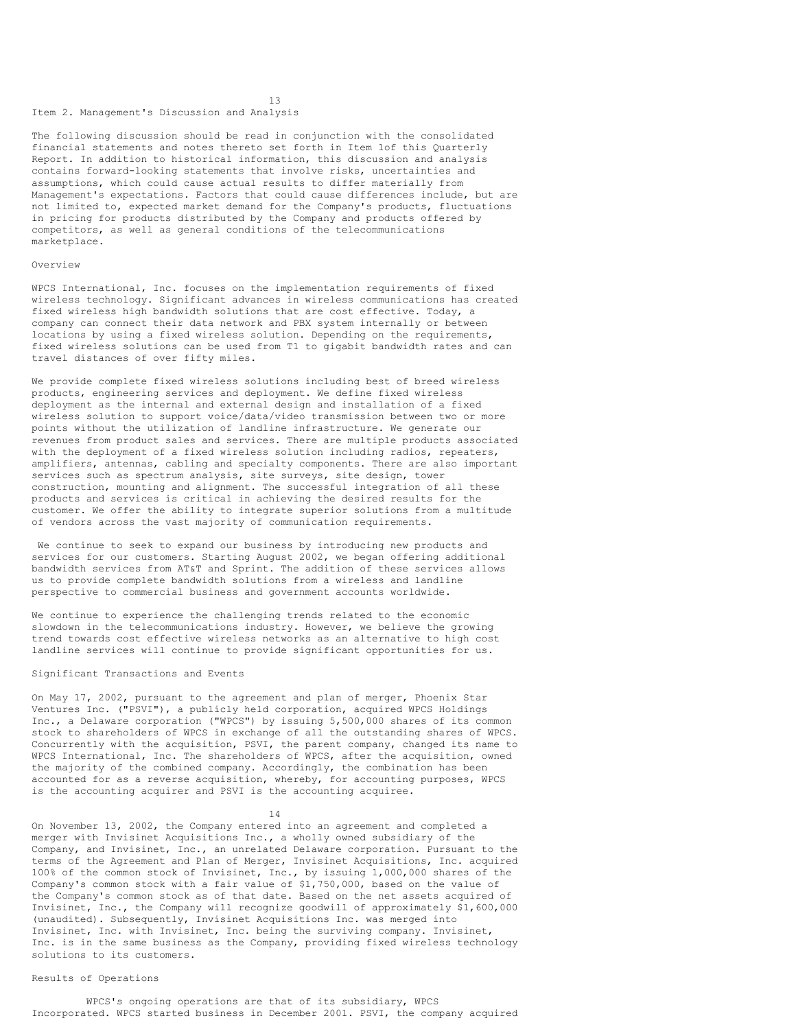## Item 2. Management's Discussion and Analysis

The following discussion should be read in conjunction with the consolidated financial statements and notes thereto set forth in Item 1of this Quarterly Report. In addition to historical information, this discussion and analysis contains forward-looking statements that involve risks, uncertainties and assumptions, which could cause actual results to differ materially from Management's expectations. Factors that could cause differences include, but are not limited to, expected market demand for the Company's products, fluctuations in pricing for products distributed by the Company and products offered by competitors, as well as general conditions of the telecommunications marketplace.

### Overview

WPCS International, Inc. focuses on the implementation requirements of fixed wireless technology. Significant advances in wireless communications has created fixed wireless high bandwidth solutions that are cost effective. Today, a company can connect their data network and PBX system internally or between locations by using a fixed wireless solution. Depending on the requirements, fixed wireless solutions can be used from T1 to gigabit bandwidth rates and can travel distances of over fifty miles.

We provide complete fixed wireless solutions including best of breed wireless products, engineering services and deployment. We define fixed wireless deployment as the internal and external design and installation of a fixed wireless solution to support voice/data/video transmission between two or more points without the utilization of landline infrastructure. We generate our revenues from product sales and services. There are multiple products associated with the deployment of a fixed wireless solution including radios, repeaters, amplifiers, antennas, cabling and specialty components. There are also important services such as spectrum analysis, site surveys, site design, tower construction, mounting and alignment. The successful integration of all these products and services is critical in achieving the desired results for the customer. We offer the ability to integrate superior solutions from a multitude of vendors across the vast majority of communication requirements.

We continue to seek to expand our business by introducing new products and services for our customers. Starting August 2002, we began offering additional bandwidth services from AT&T and Sprint. The addition of these services allows us to provide complete bandwidth solutions from a wireless and landline perspective to commercial business and government accounts worldwide.

We continue to experience the challenging trends related to the economic slowdown in the telecommunications industry. However, we believe the growing trend towards cost effective wireless networks as an alternative to high cost landline services will continue to provide significant opportunities for us.

### Significant Transactions and Events

On May 17, 2002, pursuant to the agreement and plan of merger, Phoenix Star Ventures Inc. ("PSVI"), a publicly held corporation, acquired WPCS Holdings Inc., a Delaware corporation ("WPCS") by issuing 5,500,000 shares of its common stock to shareholders of WPCS in exchange of all the outstanding shares of WPCS. Concurrently with the acquisition, PSVI, the parent company, changed its name to WPCS International, Inc. The shareholders of WPCS, after the acquisition, owned the majority of the combined company. Accordingly, the combination has been accounted for as a reverse acquisition, whereby, for accounting purposes, WPCS is the accounting acquirer and PSVI is the accounting acquiree.

On November 13, 2002, the Company entered into an agreement and completed a merger with Invisinet Acquisitions Inc., a wholly owned subsidiary of the Company, and Invisinet, Inc., an unrelated Delaware corporation. Pursuant to the terms of the Agreement and Plan of Merger, Invisinet Acquisitions, Inc. acquired 100% of the common stock of Invisinet, Inc., by issuing 1,000,000 shares of the Company's common stock with a fair value of $1,750,000, based on the value of the Company's common stock as of that date. Based on the net assets acquired of Invisinet, Inc., the Company will recognize goodwill of approximately $1,600,000 (unaudited). Subsequently, Invisinet Acquisitions Inc. was merged into Invisinet, Inc. with Invisinet, Inc. being the surviving company. Invisinet, Inc. is in the same business as the Company, providing fixed wireless technology solutions to its customers.

### Results of Operations

WPCS's ongoing operations are that of its subsidiary, WPCS Incorporated. WPCS started business in December 2001. PSVI, the company acquired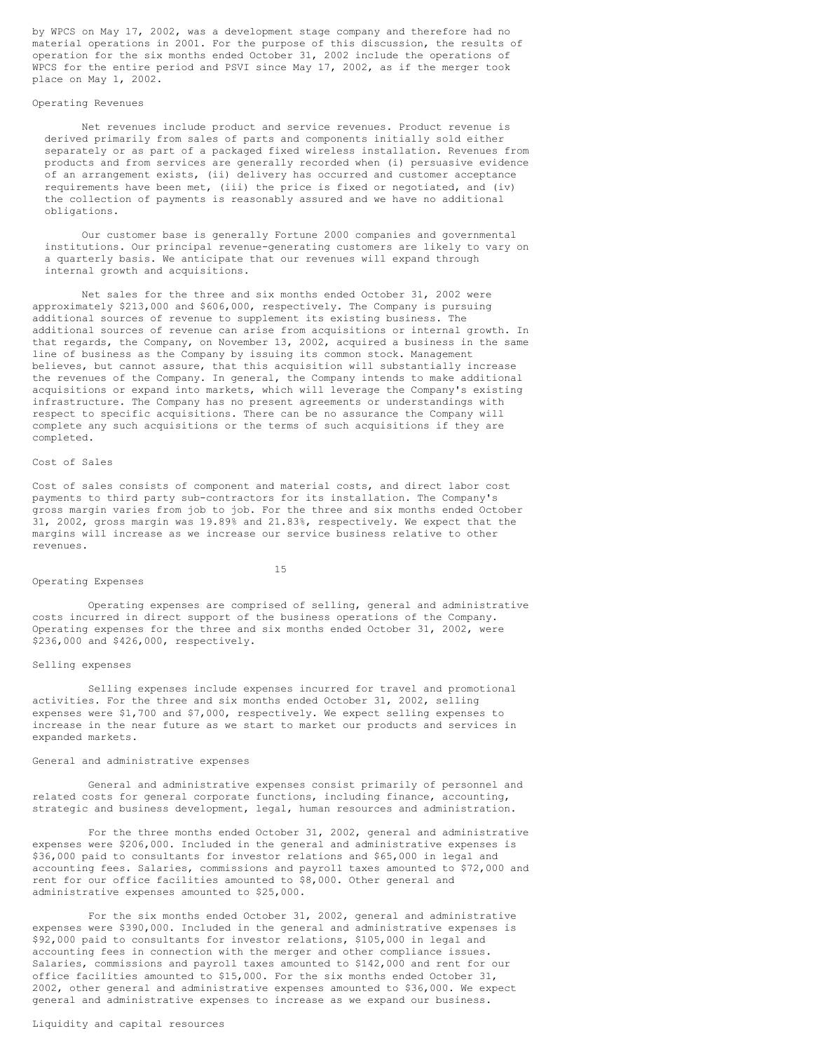by WPCS on May 17, 2002, was a development stage company and therefore had no material operations in 2001. For the purpose of this discussion, the results of operation for the six months ended October 31, 2002 include the operations of WPCS for the entire period and PSVI since May 17, 2002, as if the merger took place on May 1, 2002.

### Operating Revenues

Net revenues include product and service revenues. Product revenue is derived primarily from sales of parts and components initially sold either separately or as part of a packaged fixed wireless installation. Revenues from products and from services are generally recorded when (i) persuasive evidence of an arrangement exists, (ii) delivery has occurred and customer acceptance requirements have been met, (iii) the price is fixed or negotiated, and (iv) the collection of payments is reasonably assured and we have no additional obligations.

Our customer base is generally Fortune 2000 companies and governmental institutions. Our principal revenue-generating customers are likely to vary on a quarterly basis. We anticipate that our revenues will expand through internal growth and acquisitions.

Net sales for the three and six months ended October 31, 2002 were approximately $213,000 and $606,000, respectively. The Company is pursuing additional sources of revenue to supplement its existing business. The additional sources of revenue can arise from acquisitions or internal growth. In that regards, the Company, on November 13, 2002, acquired a business in the same line of business as the Company by issuing its common stock. Management believes, but cannot assure, that this acquisition will substantially increase the revenues of the Company. In general, the Company intends to make additional acquisitions or expand into markets, which will leverage the Company's existing infrastructure. The Company has no present agreements or understandings with respect to specific acquisitions. There can be no assurance the Company will complete any such acquisitions or the terms of such acquisitions if they are completed.

### Cost of Sales

Cost of sales consists of component and material costs, and direct labor cost payments to third party sub-contractors for its installation. The Company's gross margin varies from job to job. For the three and six months ended October 31, 2002, gross margin was 19.89% and 21.83%, respectively. We expect that the margins will increase as we increase our service business relative to other revenues.

### Operating Expenses

Operating expenses are comprised of selling, general and administrative costs incurred in direct support of the business operations of the Company. Operating expenses for the three and six months ended October 31, 2002, were $236,000 and $426,000, respectively.

### Selling expenses

Selling expenses include expenses incurred for travel and promotional activities. For the three and six months ended October 31, 2002, selling expenses were $1,700 and $7,000, respectively. We expect selling expenses to increase in the near future as we start to market our products and services in expanded markets.

### General and administrative expenses

General and administrative expenses consist primarily of personnel and related costs for general corporate functions, including finance, accounting, strategic and business development, legal, human resources and administration.

For the three months ended October 31, 2002, general and administrative expenses were $206,000. Included in the general and administrative expenses is $36,000 paid to consultants for investor relations and $65,000 in legal and accounting fees. Salaries, commissions and payroll taxes amounted to $72,000 and rent for our office facilities amounted to $8,000. Other general and administrative expenses amounted to $25,000.

For the six months ended October 31, 2002, general and administrative expenses were $390,000. Included in the general and administrative expenses is $92,000 paid to consultants for investor relations, $105,000 in legal and accounting fees in connection with the merger and other compliance issues. Salaries, commissions and payroll taxes amounted to $142,000 and rent for our office facilities amounted to $15,000. For the six months ended October 31, 2002, other general and administrative expenses amounted to $36,000. We expect general and administrative expenses to increase as we expand our business.

### Liquidity and capital resources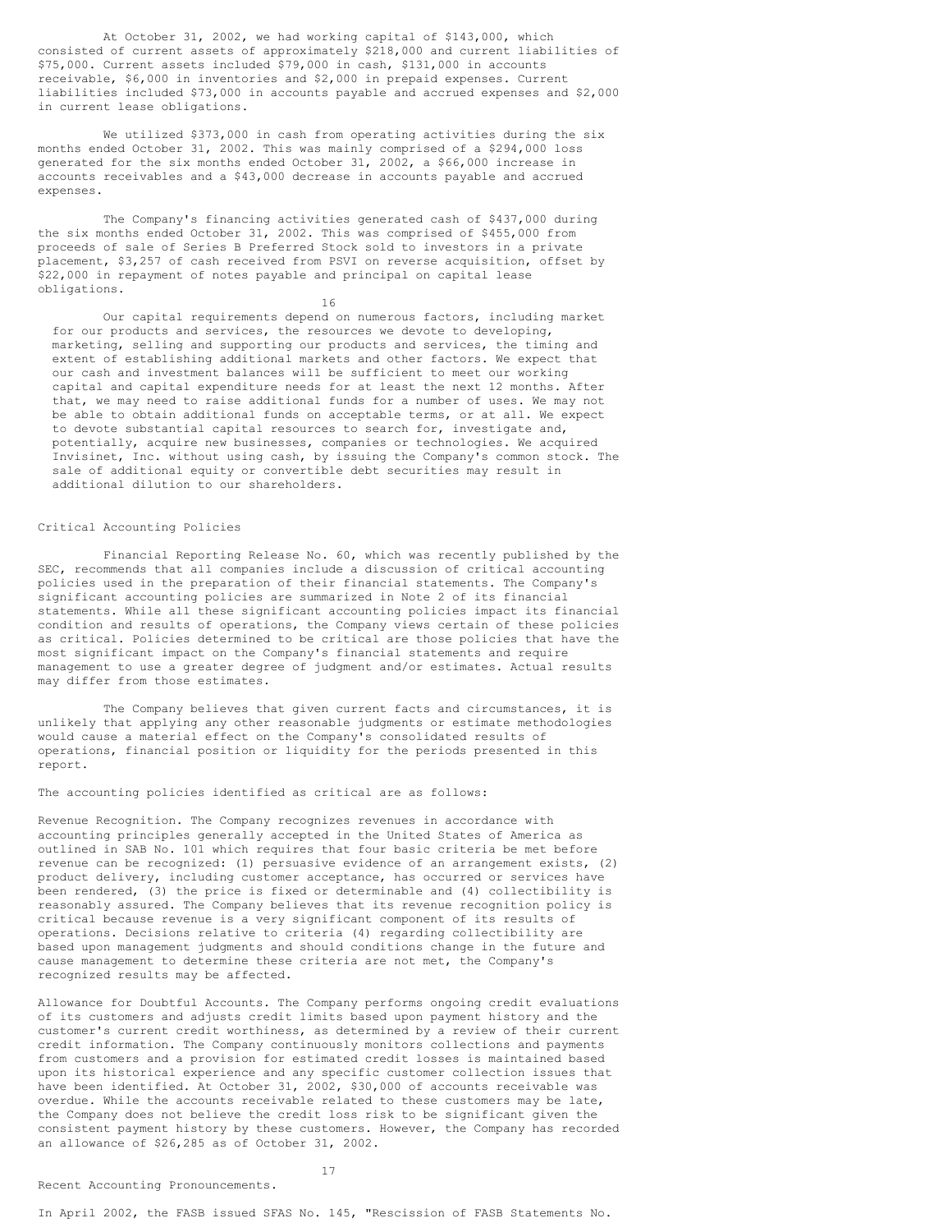At October 31, 2002, we had working capital of $143,000, which consisted of current assets of approximately $218,000 and current liabilities of $75,000. Current assets included $79,000 in cash, $131,000 in accounts receivable, $6,000 in inventories and $2,000 in prepaid expenses. Current liabilities included $73,000 in accounts payable and accrued expenses and $2,000 in current lease obligations.

We utilized $373,000 in cash from operating activities during the six months ended October 31, 2002. This was mainly comprised of a $294,000 loss generated for the six months ended October 31, 2002, a $66,000 increase in accounts receivables and a $43,000 decrease in accounts payable and accrued expenses.

The Company's financing activities generated cash of $437,000 during the six months ended October 31, 2002. This was comprised of $455,000 from proceeds of sale of Series B Preferred Stock sold to investors in a private placement, $3,257 of cash received from PSVI on reverse acquisition, offset by $22,000 in repayment of notes payable and principal on capital lease obligations.

Our capital requirements depend on numerous factors, including market for our products and services, the resources we devote to developing, marketing, selling and supporting our products and services, the timing and extent of establishing additional markets and other factors. We expect that our cash and investment balances will be sufficient to meet our working capital and capital expenditure needs for at least the next 12 months. After that, we may need to raise additional funds for a number of uses. We may not be able to obtain additional funds on acceptable terms, or at all. We expect to devote substantial capital resources to search for, investigate and, potentially, acquire new businesses, companies or technologies. We acquired Invisinet, Inc. without using cash, by issuing the Company's common stock. The sale of additional equity or convertible debt securities may result in additional dilution to our shareholders.

## Critical Accounting Policies

Financial Reporting Release No. 60, which was recently published by the SEC, recommends that all companies include a discussion of critical accounting policies used in the preparation of their financial statements. The Company's significant accounting policies are summarized in Note 2 of its financial statements. While all these significant accounting policies impact its financial condition and results of operations, the Company views certain of these policies as critical. Policies determined to be critical are those policies that have the most significant impact on the Company's financial statements and require management to use a greater degree of judgment and/or estimates. Actual results may differ from those estimates.

The Company believes that given current facts and circumstances, it is unlikely that applying any other reasonable judgments or estimate methodologies would cause a material effect on the Company's consolidated results of operations, financial position or liquidity for the periods presented in this report.

The accounting policies identified as critical are as follows:

Revenue Recognition. The Company recognizes revenues in accordance with accounting principles generally accepted in the United States of America as outlined in SAB No. 101 which requires that four basic criteria be met before revenue can be recognized: (1) persuasive evidence of an arrangement exists, (2) product delivery, including customer acceptance, has occurred or services have been rendered, (3) the price is fixed or determinable and (4) collectibility is reasonably assured. The Company believes that its revenue recognition policy is critical because revenue is a very significant component of its results of operations. Decisions relative to criteria (4) regarding collectibility are based upon management judgments and should conditions change in the future and cause management to determine these criteria are not met, the Company's recognized results may be affected.

Allowance for Doubtful Accounts. The Company performs ongoing credit evaluations of its customers and adjusts credit limits based upon payment history and the customer's current credit worthiness, as determined by a review of their current credit information. The Company continuously monitors collections and payments from customers and a provision for estimated credit losses is maintained based upon its historical experience and any specific customer collection issues that have been identified. At October 31, 2002, $30,000 of accounts receivable was overdue. While the accounts receivable related to these customers may be late, the Company does not believe the credit loss risk to be significant given the consistent payment history by these customers. However, the Company has recorded an allowance of $26,285 as of October 31, 2002.

## Recent Accounting Pronouncements.

In April 2002, the FASB issued SFAS No. 145, "Rescission of FASB Statements No.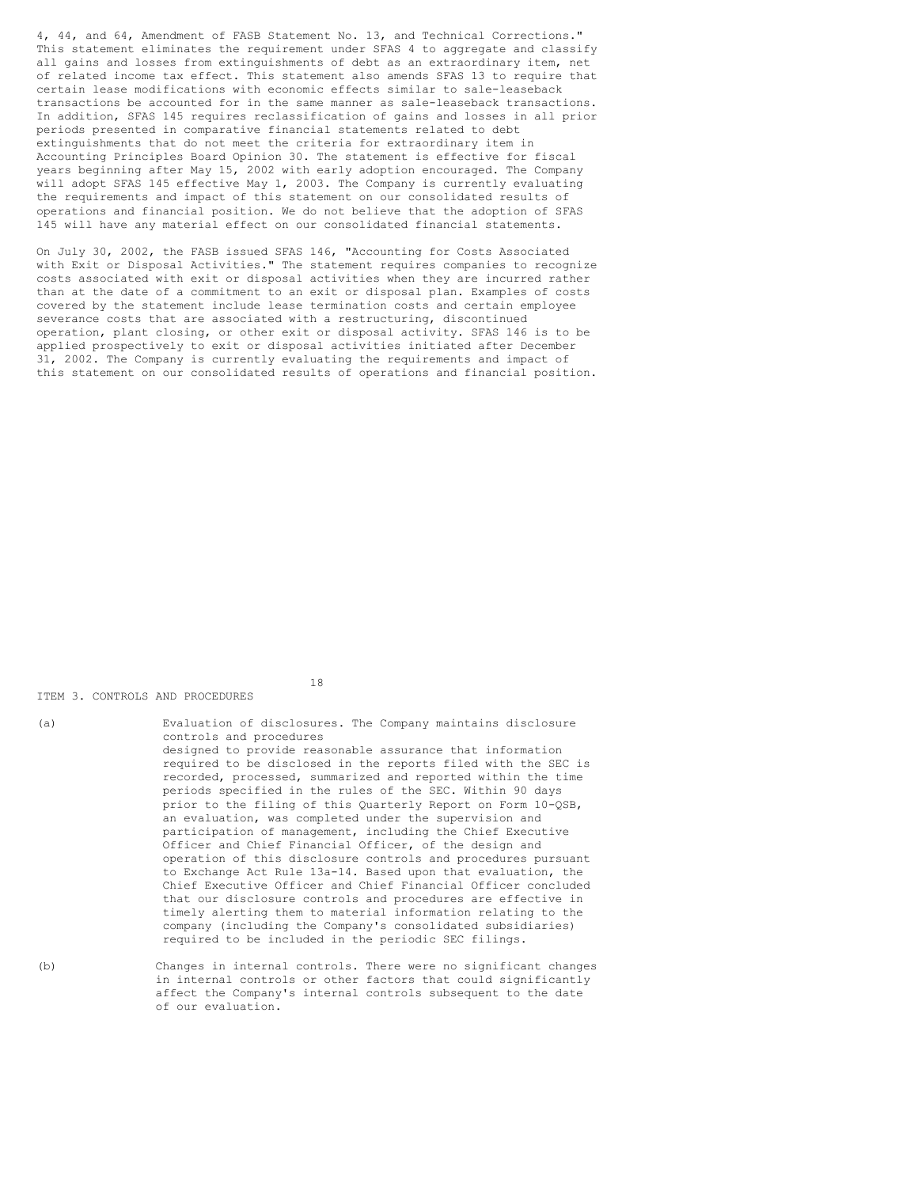4, 44, and 64, Amendment of FASB Statement No. 13, and Technical Corrections." This statement eliminates the requirement under SFAS 4 to aggregate and classify all gains and losses from extinguishments of debt as an extraordinary item, net of related income tax effect. This statement also amends SFAS 13 to require that certain lease modifications with economic effects similar to sale-leaseback transactions be accounted for in the same manner as sale-leaseback transactions. In addition, SFAS 145 requires reclassification of gains and losses in all prior periods presented in comparative financial statements related to debt extinguishments that do not meet the criteria for extraordinary item in Accounting Principles Board Opinion 30. The statement is effective for fiscal years beginning after May 15, 2002 with early adoption encouraged. The Company will adopt SFAS 145 effective May 1, 2003. The Company is currently evaluating the requirements and impact of this statement on our consolidated results of operations and financial position. We do not believe that the adoption of SFAS 145 will have any material effect on our consolidated financial statements.

On July 30, 2002, the FASB issued SFAS 146, "Accounting for Costs Associated with Exit or Disposal Activities." The statement requires companies to recognize costs associated with exit or disposal activities when they are incurred rather than at the date of a commitment to an exit or disposal plan. Examples of costs covered by the statement include lease termination costs and certain employee severance costs that are associated with a restructuring, discontinued operation, plant closing, or other exit or disposal activity. SFAS 146 is to be applied prospectively to exit or disposal activities initiated after December 31, 2002. The Company is currently evaluating the requirements and impact of this statement on our consolidated results of operations and financial position.

## ITEM 3. CONTROLS AND PROCEDURES

(a) Evaluation of disclosures. The Company maintains disclosure controls and procedures designed to provide reasonable assurance that information required to be disclosed in the reports filed with the SEC is recorded, processed, summarized and reported within the time periods specified in the rules of the SEC. Within 90 days prior to the filing of this Quarterly Report on Form 10-QSB, an evaluation, was completed under the supervision and participation of management, including the Chief Executive Officer and Chief Financial Officer, of the design and operation of this disclosure controls and procedures pursuant to Exchange Act Rule 13a-14. Based upon that evaluation, the Chief Executive Officer and Chief Financial Officer concluded that our disclosure controls and procedures are effective in timely alerting them to material information relating to the company (including the Company's consolidated subsidiaries) required to be included in the periodic SEC filings.

(b) Changes in internal controls. There were no significant changes in internal controls or other factors that could significantly affect the Company's internal controls subsequent to the date of our evaluation.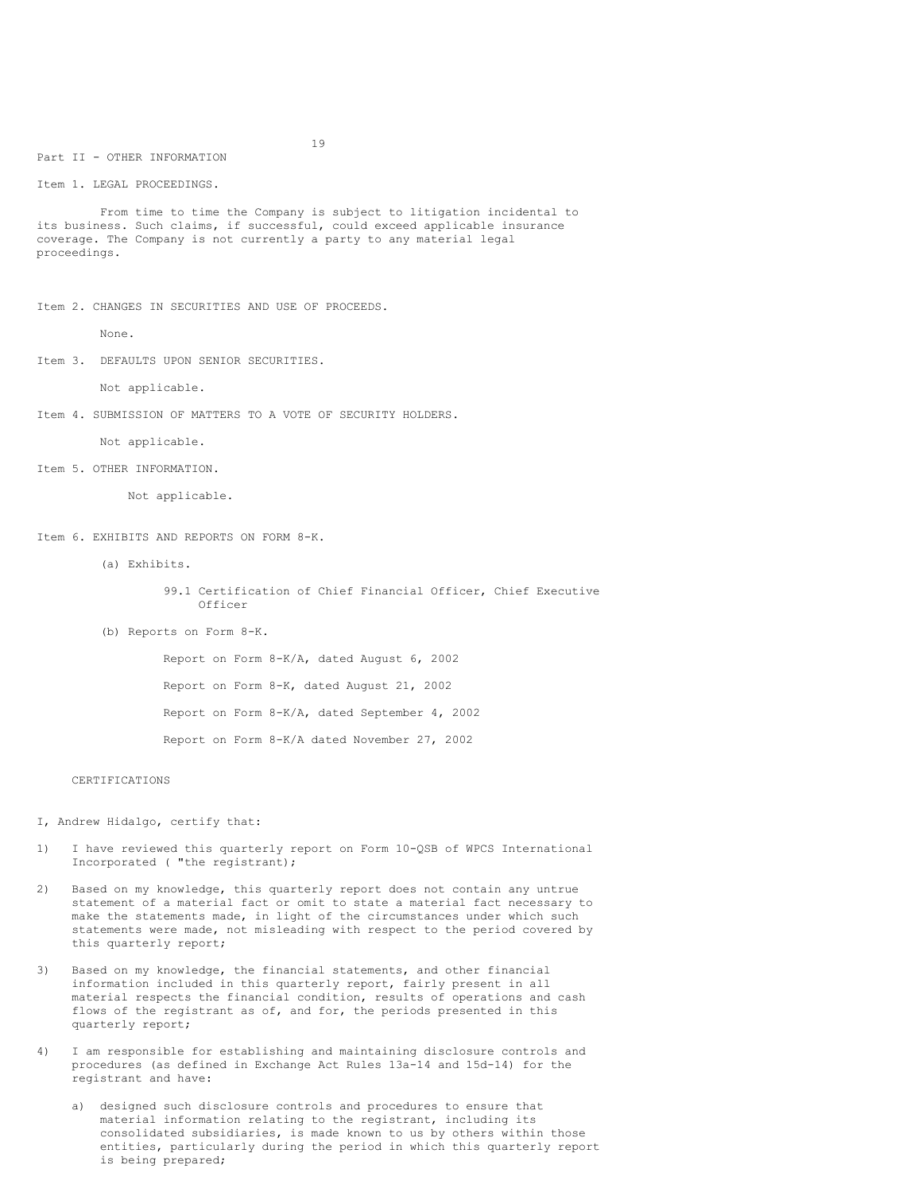## Part II - OTHER INFORMATION

### Item 1. LEGAL PROCEEDINGS.

From time to time the Company is subject to litigation incidental to its business. Such claims, if successful, could exceed applicable insurance coverage. The Company is not currently a party to any material legal proceedings.

### Item 2. CHANGES IN SECURITIES AND USE OF PROCEEDS.

None.

### Item 3. DEFAULTS UPON SENIOR SECURITIES.

Not applicable.

### Item 4. SUBMISSION OF MATTERS TO A VOTE OF SECURITY HOLDERS.

Not applicable.

### Item 5. OTHER INFORMATION.

Not applicable.

### Item 6. EXHIBITS AND REPORTS ON FORM 8-K.

(a) Exhibits.

99.1 Certification of Chief Financial Officer, Chief Executive Officer

(b) Reports on Form 8-K.

Report on Form 8-K/A, dated August 6, 2002

Report on Form 8-K, dated August 21, 2002

Report on Form 8-K/A, dated September 4, 2002

Report on Form 8-K/A dated November 27, 2002

## CERTIFICATIONS

I, Andrew Hidalgo, certify that:

1) I have reviewed this quarterly report on Form 10-QSB of WPCS International Incorporated ( "the registrant);

2) Based on my knowledge, this quarterly report does not contain any untrue statement of a material fact or omit to state a material fact necessary to make the statements made, in light of the circumstances under which such statements were made, not misleading with respect to the period covered by this quarterly report;

3) Based on my knowledge, the financial statements, and other financial information included in this quarterly report, fairly present in all material respects the financial condition, results of operations and cash flows of the registrant as of, and for, the periods presented in this quarterly report;

4) I am responsible for establishing and maintaining disclosure controls and procedures (as defined in Exchange Act Rules 13a-14 and 15d-14) for the registrant and have:

   a) designed such disclosure controls and procedures to ensure that material information relating to the registrant, including its consolidated subsidiaries, is made known to us by others within those entities, particularly during the period in which this quarterly report is being prepared;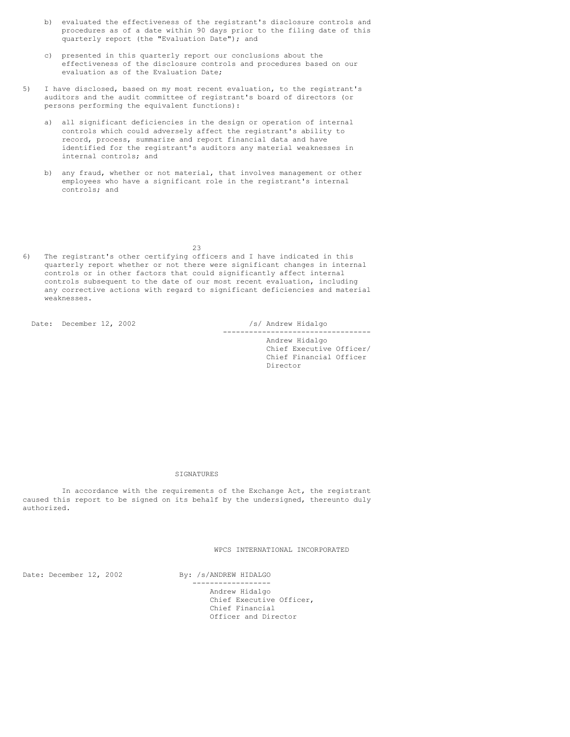b) evaluated the effectiveness of the registrant's disclosure controls and procedures as of a date within 90 days prior to the filing date of this quarterly report (the "Evaluation Date"); and

c) presented in this quarterly report our conclusions about the effectiveness of the disclosure controls and procedures based on our evaluation as of the Evaluation Date;

5) I have disclosed, based on my most recent evaluation, to the registrant's auditors and the audit committee of registrant's board of directors (or persons performing the equivalent functions):

a) all significant deficiencies in the design or operation of internal controls which could adversely affect the registrant's ability to record, process, summarize and report financial data and have identified for the registrant's auditors any material weaknesses in internal controls; and

b) any fraud, whether or not material, that involves management or other employees who have a significant role in the registrant's internal controls; and

6) The registrant's other certifying officers and I have indicated in this quarterly report whether or not there were significant changes in internal controls or in other factors that could significantly affect internal controls subsequent to the date of our most recent evaluation, including any corrective actions with regard to significant deficiencies and material weaknesses.

Date: December 12, 2002

/s/ Andrew Hidalgo

Andrew Hidalgo
Chief Executive Officer/
Chief Financial Officer
Director

SIGNATURES

In accordance with the requirements of the Exchange Act, the registrant caused this report to be signed on its behalf by the undersigned, thereunto duly authorized.

WPCS INTERNATIONAL INCORPORATED

Date: December 12, 2002

By: /s/ANDREW HIDALGO

Andrew Hidalgo
Chief Executive Officer,
Chief Financial
Officer and Director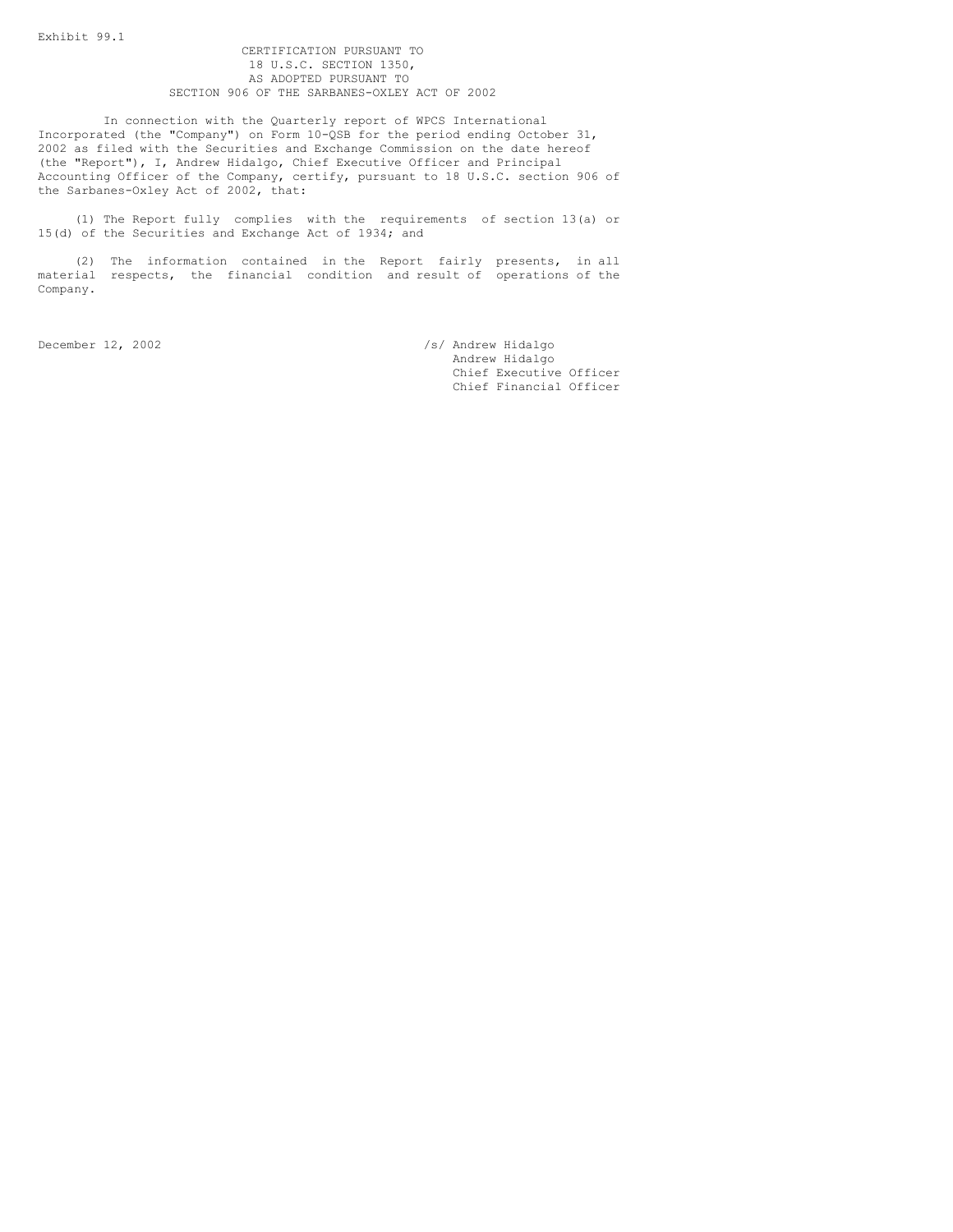Exhibit 99.1

CERTIFICATION PURSUANT TO
18 U.S.C. SECTION 1350,
AS ADOPTED PURSUANT TO
SECTION 906 OF THE SARBANES-OXLEY ACT OF 2002

In connection with the Quarterly report of WPCS International Incorporated (the "Company") on Form 10-QSB for the period ending October 31, 2002 as filed with the Securities and Exchange Commission on the date hereof (the "Report"), I, Andrew Hidalgo, Chief Executive Officer and Principal Accounting Officer of the Company, certify, pursuant to 18 U.S.C. section 906 of the Sarbanes-Oxley Act of 2002, that:

(1) The Report fully complies with the requirements of section 13(a) or 15(d) of the Securities and Exchange Act of 1934; and

(2) The information contained in the Report fairly presents, in all material respects, the financial condition and result of operations of the Company.

December 12, 2002

/s/ Andrew Hidalgo
Andrew Hidalgo
Chief Executive Officer
Chief Financial Officer